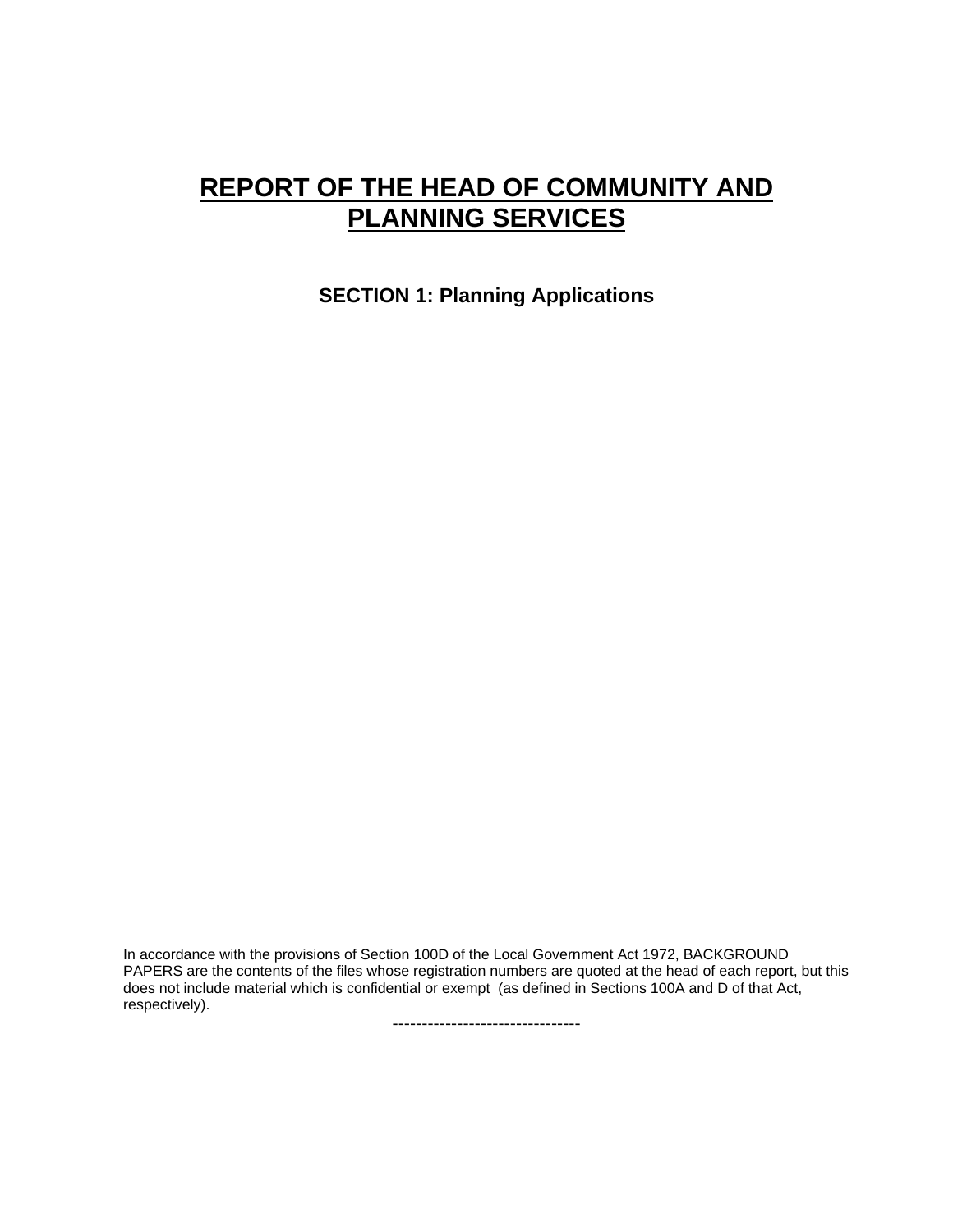# REPORT OF THE HEAD OF COMMUNITY AND PLANNING SERVICES

## SECTION 1: Planning Applications

In accordance with the provisions of Section 100D of the Local Government Act 1972, BACKGROUND PAPERS are the contents of the files whose registration numbers are quoted at the head of each report, but this does not include material which is confidential or exempt (as defined in Sections 100A and D of that Act, respectively).

--------------------------------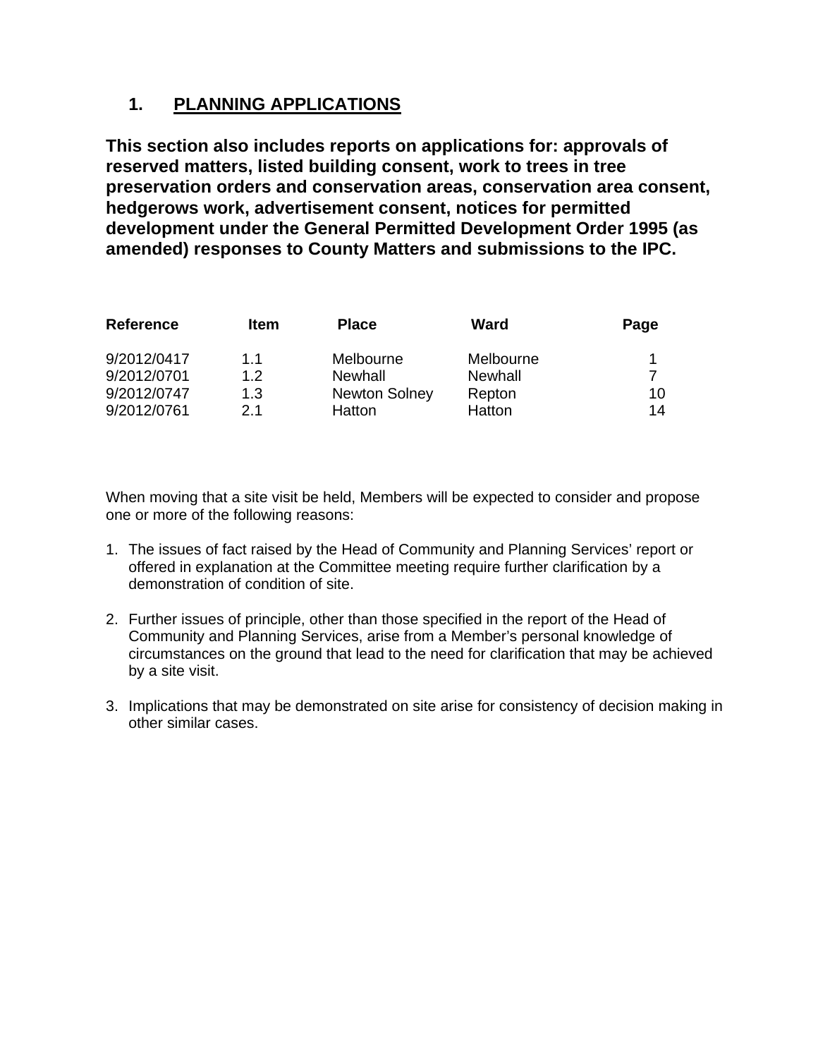# 1. PLANNING APPLICATIONS

**This section also includes reports on applications for: approvals of reserved matters, listed building consent, work to trees in tree preservation orders and conservation areas, conservation area consent, hedgerows work, advertisement consent, notices for permitted development under the General Permitted Development Order 1995 (as amended) responses to County Matters and submissions to the IPC.**

| Reference | Item | Place | Ward | Page |
|---|---|---|---|---|
| 9/2012/0417 | 1.1 | Melbourne | Melbourne | 1 |
| 9/2012/0701 | 1.2 | Newhall | Newhall | 7 |
| 9/2012/0747 | 1.3 | Newton Solney | Repton | 10 |
| 9/2012/0761 | 2.1 | Hatton | Hatton | 14 |

When moving that a site visit be held, Members will be expected to consider and propose one or more of the following reasons:

1. The issues of fact raised by the Head of Community and Planning Services' report or offered in explanation at the Committee meeting require further clarification by a demonstration of condition of site.

2. Further issues of principle, other than those specified in the report of the Head of Community and Planning Services, arise from a Member's personal knowledge of circumstances on the ground that lead to the need for clarification that may be achieved by a site visit.

3. Implications that may be demonstrated on site arise for consistency of decision making in other similar cases.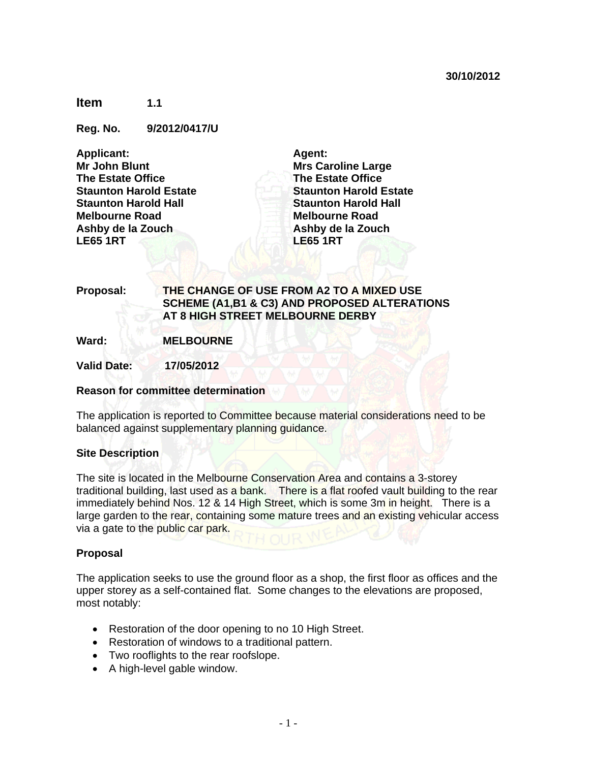30/10/2012

**Item** **1.1**

**Reg. No.** **9/2012/0417/U**

| **Applicant:** | **Agent:** |
|---|---|
| **Mr John Blunt** | **Mrs Caroline Large** |
| **The Estate Office** | **The Estate Office** |
| **Staunton Harold Estate** | **Staunton Harold Estate** |
| **Staunton Harold Hall** | **Staunton Harold Hall** |
| **Melbourne Road** | **Melbourne Road** |
| **Ashby de la Zouch** | **Ashby de la Zouch** |
| **LE65 1RT** | **LE65 1RT** |

**Proposal:** **THE CHANGE OF USE FROM A2 TO A MIXED USE SCHEME (A1,B1 & C3) AND PROPOSED ALTERATIONS AT 8 HIGH STREET MELBOURNE DERBY**

**Ward:** **MELBOURNE**

**Valid Date:** **17/05/2012**

**Reason for committee determination**

The application is reported to Committee because material considerations need to be balanced against supplementary planning guidance.

**Site Description**

The site is located in the Melbourne Conservation Area and contains a 3-storey traditional building, last used as a bank. There is a flat roofed vault building to the rear immediately behind Nos. 12 & 14 High Street, which is some 3m in height. There is a large garden to the rear, containing some mature trees and an existing vehicular access via a gate to the public car park.

**Proposal**

The application seeks to use the ground floor as a shop, the first floor as offices and the upper storey as a self-contained flat. Some changes to the elevations are proposed, most notably:

- Restoration of the door opening to no 10 High Street.
- Restoration of windows to a traditional pattern.
- Two rooflights to the rear roofslope.
- A high-level gable window.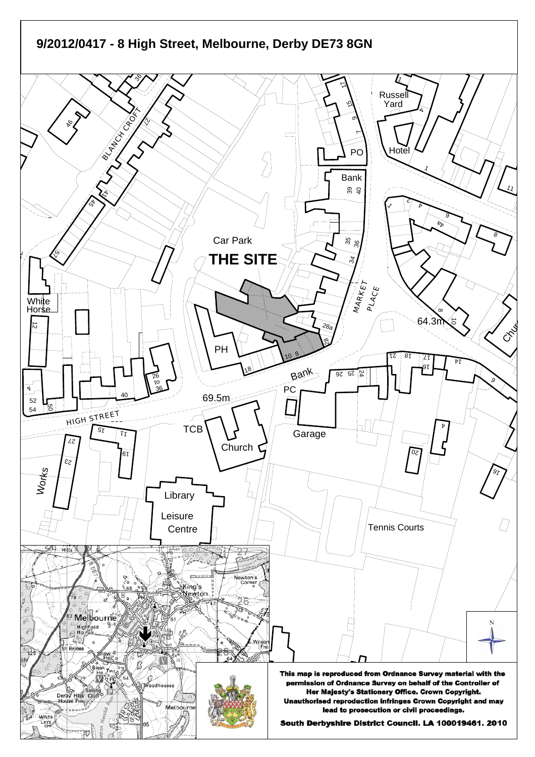# 9/2012/0417 - 8 High Street, Melbourne, Derby DE73 8GN

**This map is reproduced from Ordnance Survey material with the permission of Ordnance Survey on behalf of the Controller of Her Majesty's Stationery Office. Crown Copyright. Unauthorised reproduction infringes Crown Copyright and may lead to prosecution or civil proceedings.**

**South Derbyshire District Council. LA 100019461. 2010**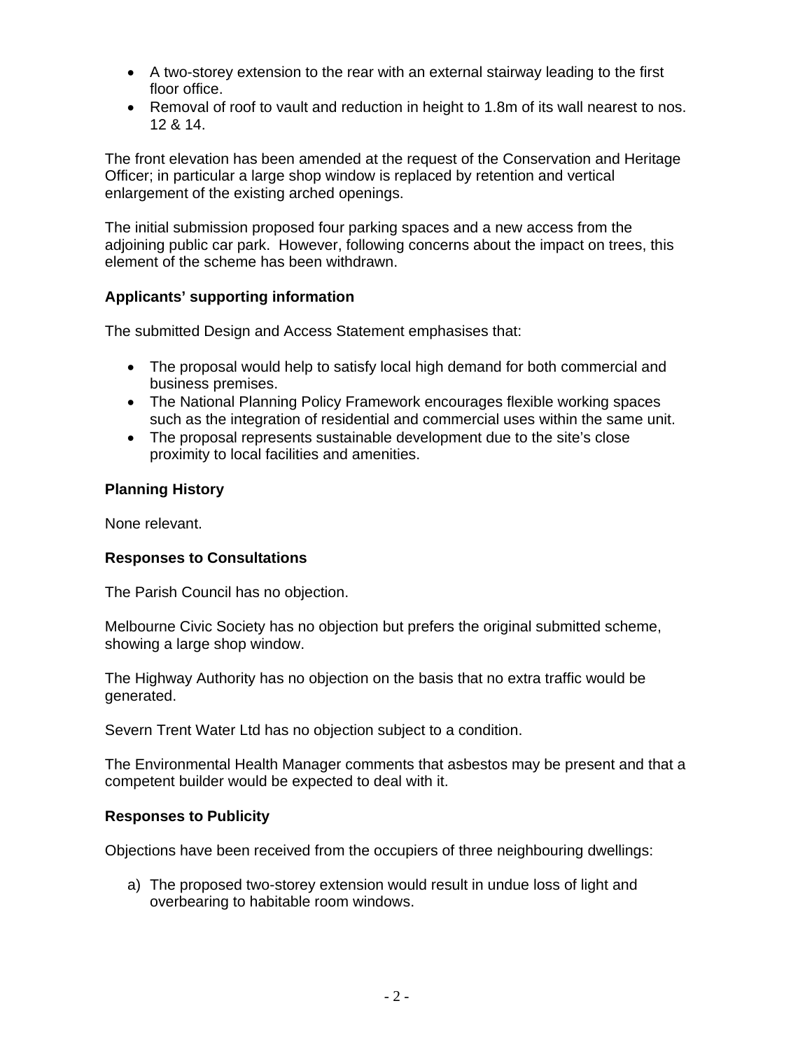- A two-storey extension to the rear with an external stairway leading to the first floor office.
- Removal of roof to vault and reduction in height to 1.8m of its wall nearest to nos. 12 & 14.

The front elevation has been amended at the request of the Conservation and Heritage Officer; in particular a large shop window is replaced by retention and vertical enlargement of the existing arched openings.

The initial submission proposed four parking spaces and a new access from the adjoining public car park. However, following concerns about the impact on trees, this element of the scheme has been withdrawn.

**Applicants' supporting information**

The submitted Design and Access Statement emphasises that:

- The proposal would help to satisfy local high demand for both commercial and business premises.
- The National Planning Policy Framework encourages flexible working spaces such as the integration of residential and commercial uses within the same unit.
- The proposal represents sustainable development due to the site's close proximity to local facilities and amenities.

**Planning History**

None relevant.

**Responses to Consultations**

The Parish Council has no objection.

Melbourne Civic Society has no objection but prefers the original submitted scheme, showing a large shop window.

The Highway Authority has no objection on the basis that no extra traffic would be generated.

Severn Trent Water Ltd has no objection subject to a condition.

The Environmental Health Manager comments that asbestos may be present and that a competent builder would be expected to deal with it.

**Responses to Publicity**

Objections have been received from the occupiers of three neighbouring dwellings:

a) The proposed two-storey extension would result in undue loss of light and overbearing to habitable room windows.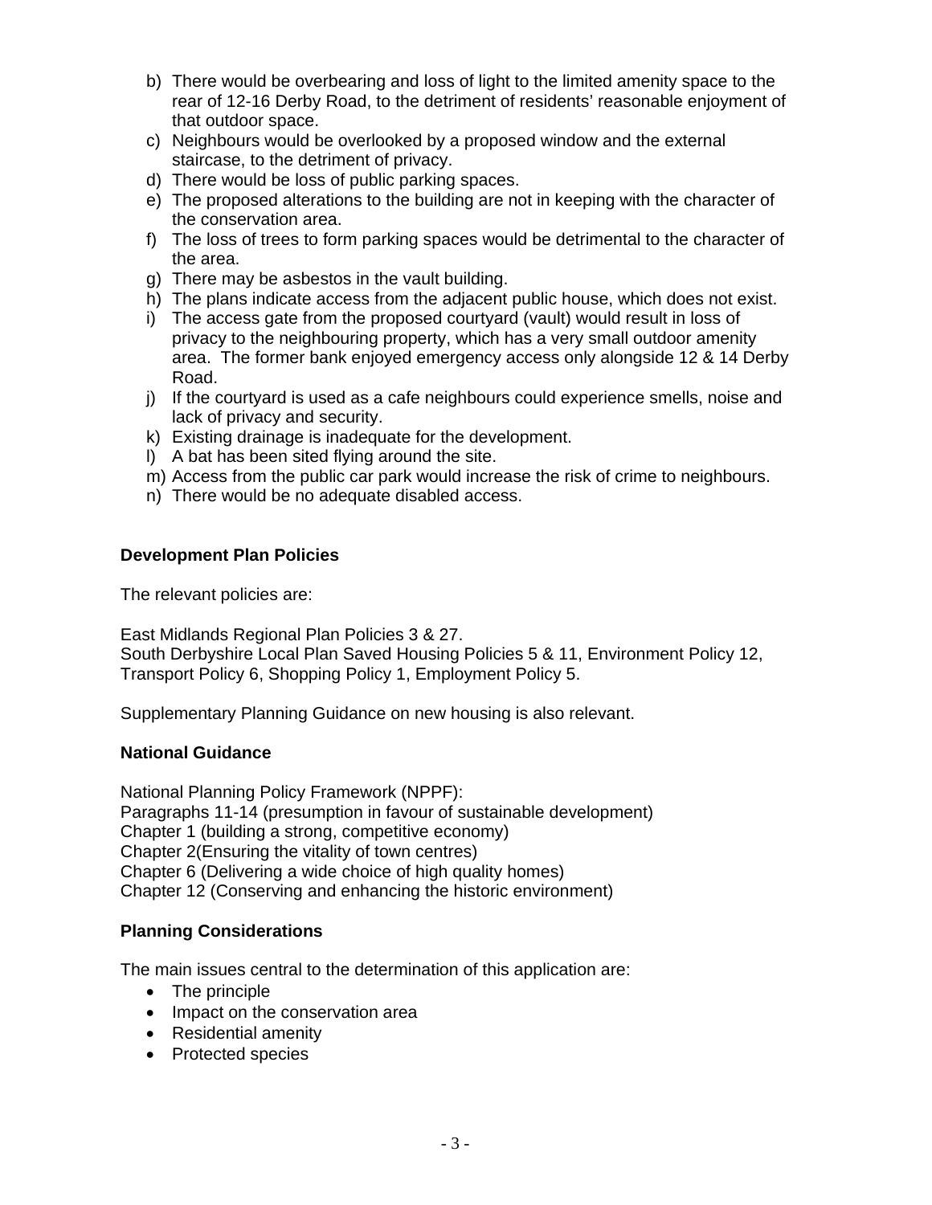b) There would be overbearing and loss of light to the limited amenity space to the rear of 12-16 Derby Road, to the detriment of residents' reasonable enjoyment of that outdoor space.
c) Neighbours would be overlooked by a proposed window and the external staircase, to the detriment of privacy.
d) There would be loss of public parking spaces.
e) The proposed alterations to the building are not in keeping with the character of the conservation area.
f) The loss of trees to form parking spaces would be detrimental to the character of the area.
g) There may be asbestos in the vault building.
h) The plans indicate access from the adjacent public house, which does not exist.
i) The access gate from the proposed courtyard (vault) would result in loss of privacy to the neighbouring property, which has a very small outdoor amenity area. The former bank enjoyed emergency access only alongside 12 & 14 Derby Road.
j) If the courtyard is used as a cafe neighbours could experience smells, noise and lack of privacy and security.
k) Existing drainage is inadequate for the development.
l) A bat has been sited flying around the site.
m) Access from the public car park would increase the risk of crime to neighbours.
n) There would be no adequate disabled access.

**Development Plan Policies**

The relevant policies are:

East Midlands Regional Plan Policies 3 & 27.
South Derbyshire Local Plan Saved Housing Policies 5 & 11, Environment Policy 12, Transport Policy 6, Shopping Policy 1, Employment Policy 5.

Supplementary Planning Guidance on new housing is also relevant.

**National Guidance**

National Planning Policy Framework (NPPF):
Paragraphs 11-14 (presumption in favour of sustainable development)
Chapter 1 (building a strong, competitive economy)
Chapter 2(Ensuring the vitality of town centres)
Chapter 6 (Delivering a wide choice of high quality homes)
Chapter 12 (Conserving and enhancing the historic environment)

**Planning Considerations**

The main issues central to the determination of this application are:

- The principle
- Impact on the conservation area
- Residential amenity
- Protected species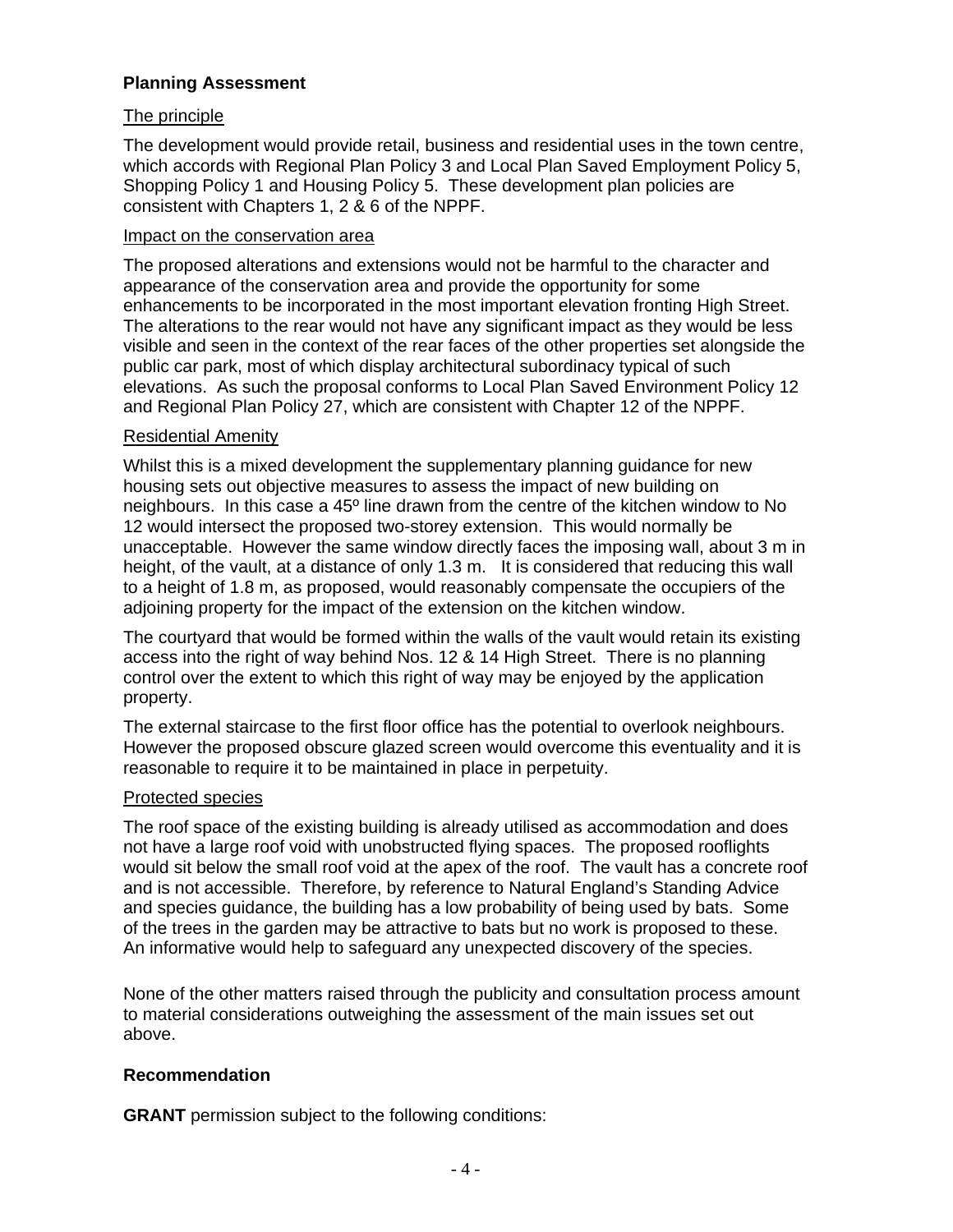## Planning Assessment

The principle

The development would provide retail, business and residential uses in the town centre, which accords with Regional Plan Policy 3 and Local Plan Saved Employment Policy 5, Shopping Policy 1 and Housing Policy 5. These development plan policies are consistent with Chapters 1, 2 & 6 of the NPPF.

Impact on the conservation area

The proposed alterations and extensions would not be harmful to the character and appearance of the conservation area and provide the opportunity for some enhancements to be incorporated in the most important elevation fronting High Street. The alterations to the rear would not have any significant impact as they would be less visible and seen in the context of the rear faces of the other properties set alongside the public car park, most of which display architectural subordinacy typical of such elevations. As such the proposal conforms to Local Plan Saved Environment Policy 12 and Regional Plan Policy 27, which are consistent with Chapter 12 of the NPPF.

Residential Amenity

Whilst this is a mixed development the supplementary planning guidance for new housing sets out objective measures to assess the impact of new building on neighbours. In this case a 45º line drawn from the centre of the kitchen window to No 12 would intersect the proposed two-storey extension. This would normally be unacceptable. However the same window directly faces the imposing wall, about 3 m in height, of the vault, at a distance of only 1.3 m. It is considered that reducing this wall to a height of 1.8 m, as proposed, would reasonably compensate the occupiers of the adjoining property for the impact of the extension on the kitchen window.

The courtyard that would be formed within the walls of the vault would retain its existing access into the right of way behind Nos. 12 & 14 High Street. There is no planning control over the extent to which this right of way may be enjoyed by the application property.

The external staircase to the first floor office has the potential to overlook neighbours. However the proposed obscure glazed screen would overcome this eventuality and it is reasonable to require it to be maintained in place in perpetuity.

Protected species

The roof space of the existing building is already utilised as accommodation and does not have a large roof void with unobstructed flying spaces. The proposed rooflights would sit below the small roof void at the apex of the roof. The vault has a concrete roof and is not accessible. Therefore, by reference to Natural England's Standing Advice and species guidance, the building has a low probability of being used by bats. Some of the trees in the garden may be attractive to bats but no work is proposed to these. An informative would help to safeguard any unexpected discovery of the species.

None of the other matters raised through the publicity and consultation process amount to material considerations outweighing the assessment of the main issues set out above.

## Recommendation

**GRANT** permission subject to the following conditions: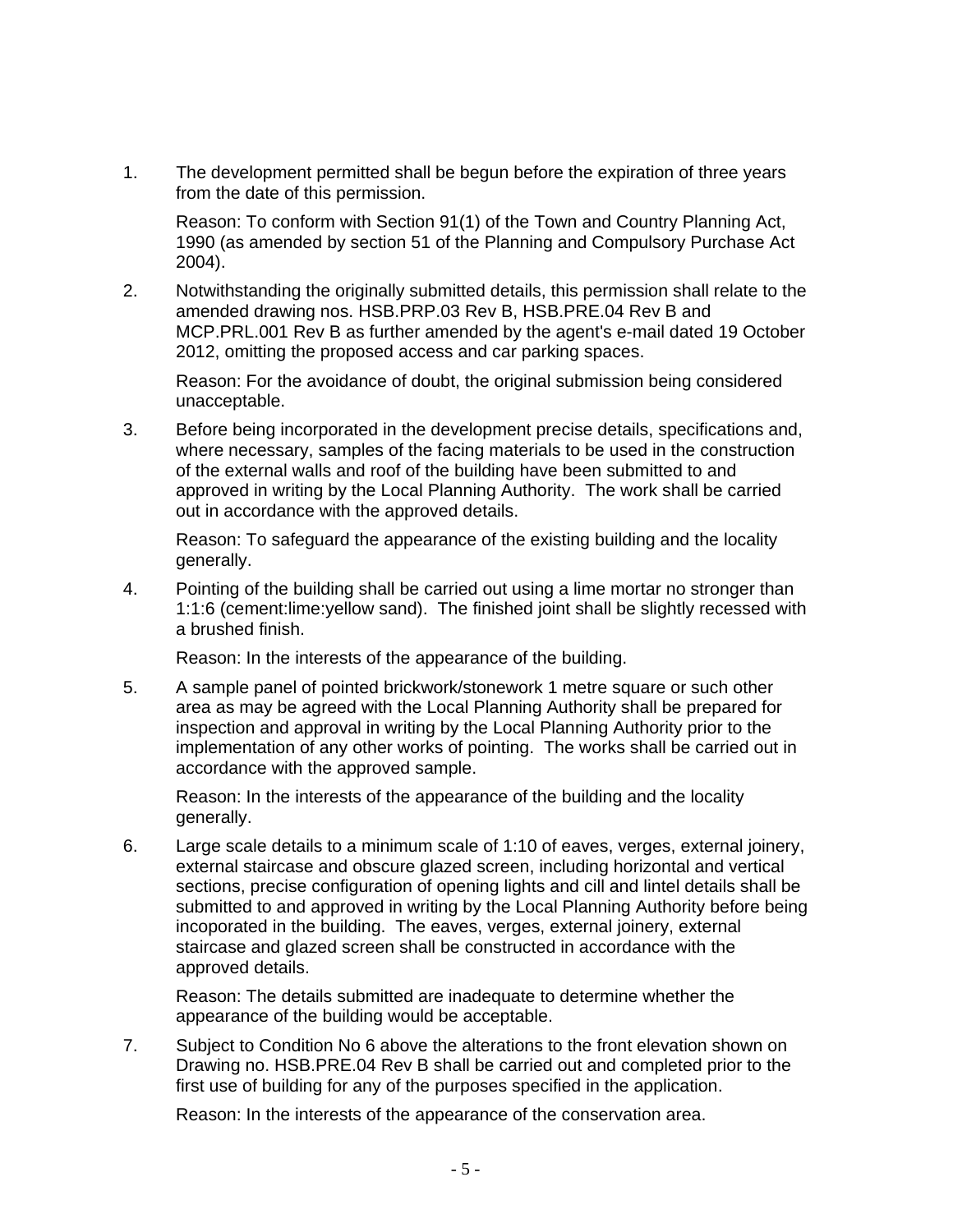1. The development permitted shall be begun before the expiration of three years from the date of this permission.

   Reason: To conform with Section 91(1) of the Town and Country Planning Act, 1990 (as amended by section 51 of the Planning and Compulsory Purchase Act 2004).

2. Notwithstanding the originally submitted details, this permission shall relate to the amended drawing nos. HSB.PRP.03 Rev B, HSB.PRE.04 Rev B and MCP.PRL.001 Rev B as further amended by the agent's e-mail dated 19 October 2012, omitting the proposed access and car parking spaces.

   Reason: For the avoidance of doubt, the original submission being considered unacceptable.

3. Before being incorporated in the development precise details, specifications and, where necessary, samples of the facing materials to be used in the construction of the external walls and roof of the building have been submitted to and approved in writing by the Local Planning Authority. The work shall be carried out in accordance with the approved details.

   Reason: To safeguard the appearance of the existing building and the locality generally.

4. Pointing of the building shall be carried out using a lime mortar no stronger than 1:1:6 (cement:lime:yellow sand). The finished joint shall be slightly recessed with a brushed finish.

   Reason: In the interests of the appearance of the building.

5. A sample panel of pointed brickwork/stonework 1 metre square or such other area as may be agreed with the Local Planning Authority shall be prepared for inspection and approval in writing by the Local Planning Authority prior to the implementation of any other works of pointing. The works shall be carried out in accordance with the approved sample.

   Reason: In the interests of the appearance of the building and the locality generally.

6. Large scale details to a minimum scale of 1:10 of eaves, verges, external joinery, external staircase and obscure glazed screen, including horizontal and vertical sections, precise configuration of opening lights and cill and lintel details shall be submitted to and approved in writing by the Local Planning Authority before being incoporated in the building. The eaves, verges, external joinery, external staircase and glazed screen shall be constructed in accordance with the approved details.

   Reason: The details submitted are inadequate to determine whether the appearance of the building would be acceptable.

7. Subject to Condition No 6 above the alterations to the front elevation shown on Drawing no. HSB.PRE.04 Rev B shall be carried out and completed prior to the first use of building for any of the purposes specified in the application.

   Reason: In the interests of the appearance of the conservation area.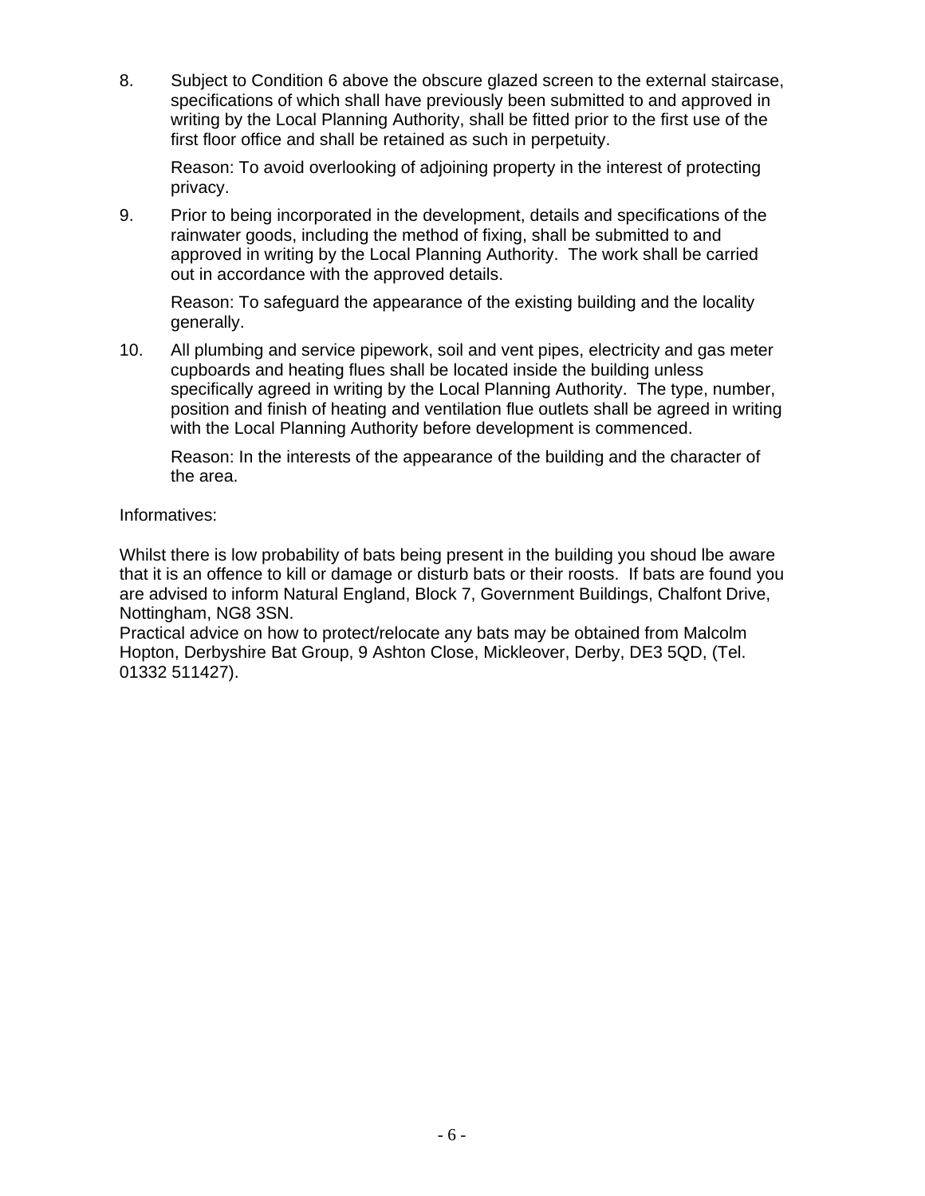8. Subject to Condition 6 above the obscure glazed screen to the external staircase, specifications of which shall have previously been submitted to and approved in writing by the Local Planning Authority, shall be fitted prior to the first use of the first floor office and shall be retained as such in perpetuity.

   Reason: To avoid overlooking of adjoining property in the interest of protecting privacy.

9. Prior to being incorporated in the development, details and specifications of the rainwater goods, including the method of fixing, shall be submitted to and approved in writing by the Local Planning Authority. The work shall be carried out in accordance with the approved details.

   Reason: To safeguard the appearance of the existing building and the locality generally.

10. All plumbing and service pipework, soil and vent pipes, electricity and gas meter cupboards and heating flues shall be located inside the building unless specifically agreed in writing by the Local Planning Authority. The type, number, position and finish of heating and ventilation flue outlets shall be agreed in writing with the Local Planning Authority before development is commenced.

    Reason: In the interests of the appearance of the building and the character of the area.

Informatives:

Whilst there is low probability of bats being present in the building you shoud lbe aware that it is an offence to kill or damage or disturb bats or their roosts. If bats are found you are advised to inform Natural England, Block 7, Government Buildings, Chalfont Drive, Nottingham, NG8 3SN.
Practical advice on how to protect/relocate any bats may be obtained from Malcolm Hopton, Derbyshire Bat Group, 9 Ashton Close, Mickleover, Derby, DE3 5QD, (Tel. 01332 511427).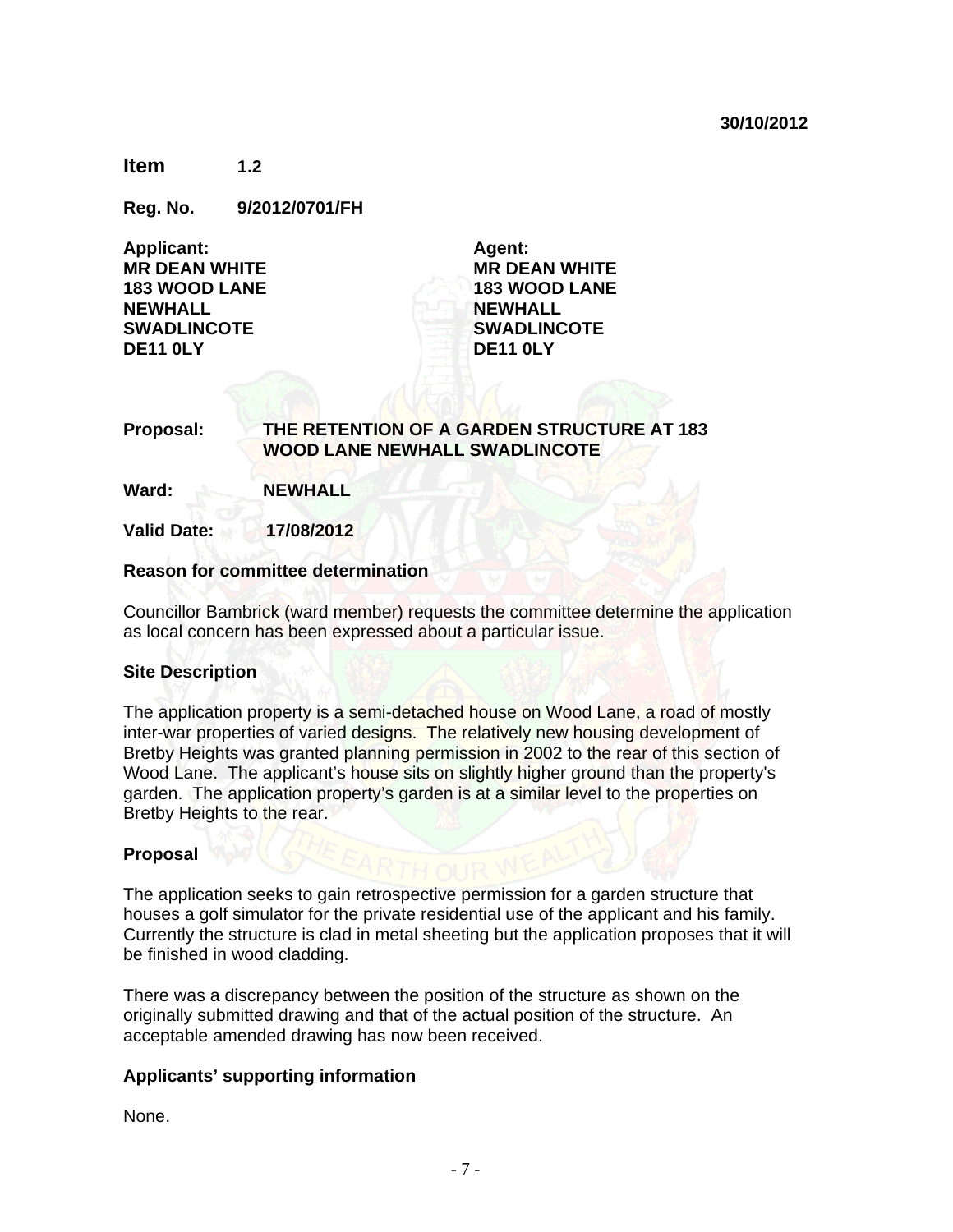30/10/2012

**Item** 1.2

**Reg. No.** 9/2012/0701/FH

| Applicant: | Agent: |
|---|---|
| MR DEAN WHITE | MR DEAN WHITE |
| 183 WOOD LANE | 183 WOOD LANE |
| NEWHALL | NEWHALL |
| SWADLINCOTE | SWADLINCOTE |
| DE11 0LY | DE11 0LY |

**Proposal:** THE RETENTION OF A GARDEN STRUCTURE AT 183 WOOD LANE NEWHALL SWADLINCOTE

**Ward:** NEWHALL

**Valid Date:** 17/08/2012

## Reason for committee determination

Councillor Bambrick (ward member) requests the committee determine the application as local concern has been expressed about a particular issue.

## Site Description

The application property is a semi-detached house on Wood Lane, a road of mostly inter-war properties of varied designs. The relatively new housing development of Bretby Heights was granted planning permission in 2002 to the rear of this section of Wood Lane. The applicant's house sits on slightly higher ground than the property's garden. The application property's garden is at a similar level to the properties on Bretby Heights to the rear.

## Proposal

The application seeks to gain retrospective permission for a garden structure that houses a golf simulator for the private residential use of the applicant and his family. Currently the structure is clad in metal sheeting but the application proposes that it will be finished in wood cladding.

There was a discrepancy between the position of the structure as shown on the originally submitted drawing and that of the actual position of the structure. An acceptable amended drawing has now been received.

## Applicants' supporting information

None.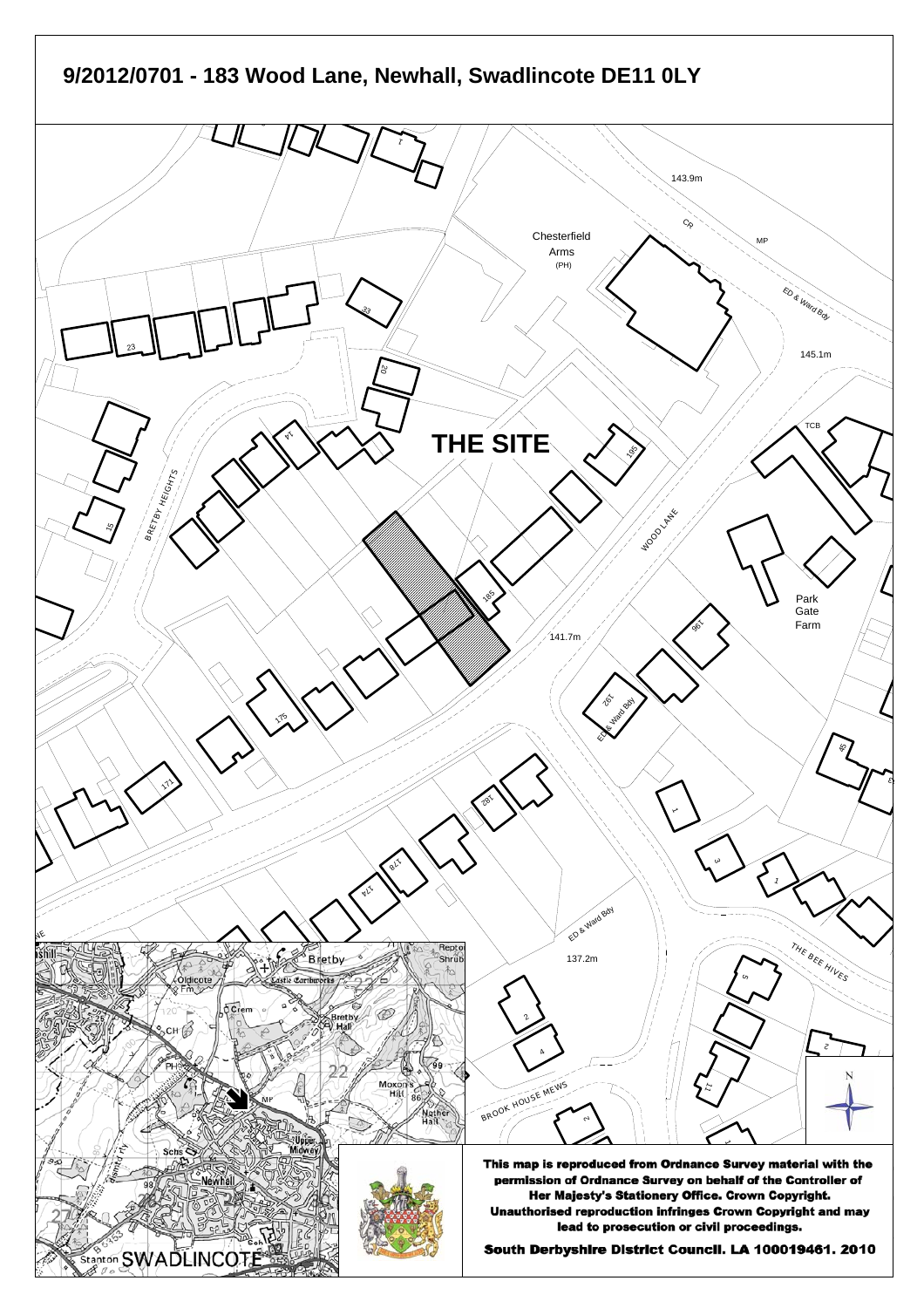# 9/2012/0701 - 183 Wood Lane, Newhall, Swadlincote DE11 0LY

**THE SITE**

**This map is reproduced from Ordnance Survey material with the permission of Ordnance Survey on behalf of the Controller of Her Majesty's Stationery Office. Crown Copyright. Unauthorised reproduction infringes Crown Copyright and may lead to prosecution or civil proceedings.**

**South Derbyshire District Council. LA 100019461. 2010**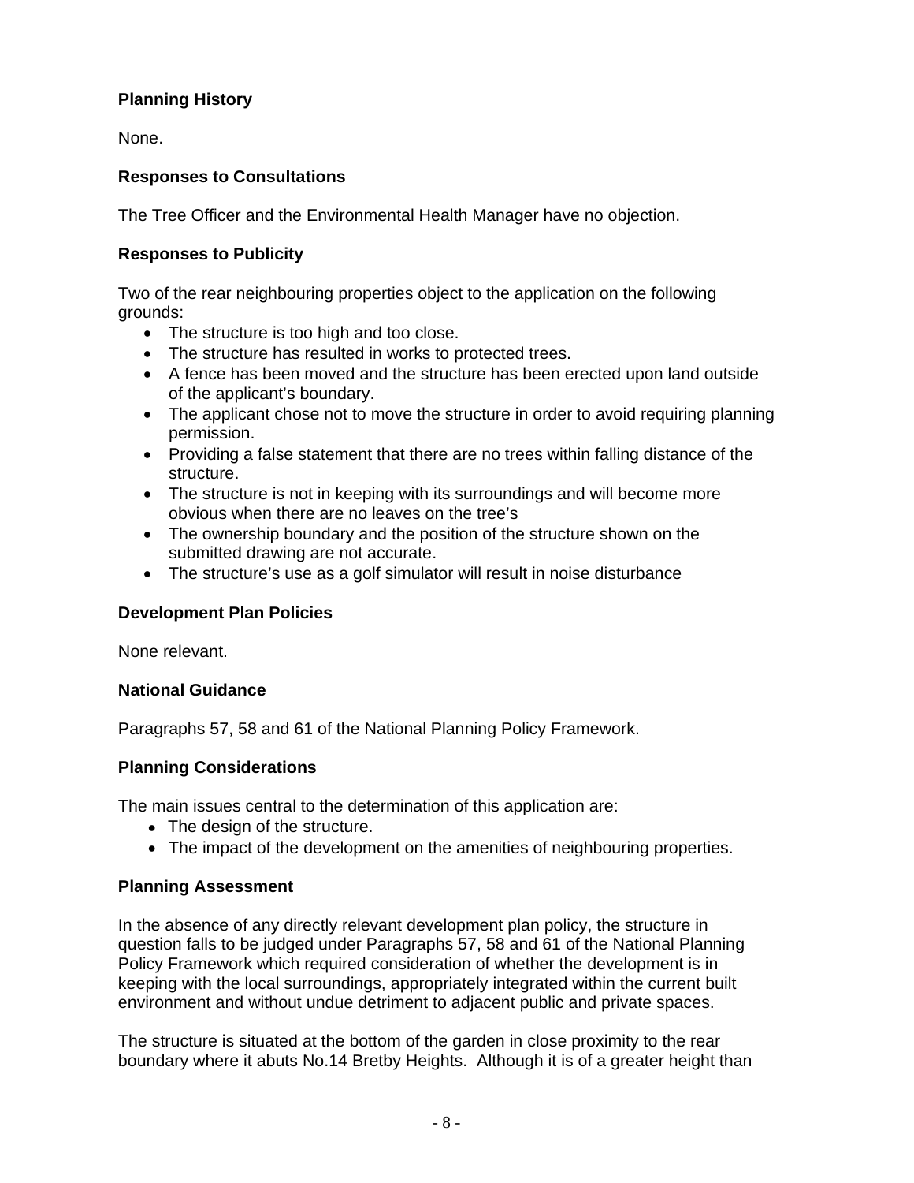**Planning History**

None.

**Responses to Consultations**

The Tree Officer and the Environmental Health Manager have no objection.

**Responses to Publicity**

Two of the rear neighbouring properties object to the application on the following grounds:

- The structure is too high and too close.
- The structure has resulted in works to protected trees.
- A fence has been moved and the structure has been erected upon land outside of the applicant's boundary.
- The applicant chose not to move the structure in order to avoid requiring planning permission.
- Providing a false statement that there are no trees within falling distance of the structure.
- The structure is not in keeping with its surroundings and will become more obvious when there are no leaves on the tree's
- The ownership boundary and the position of the structure shown on the submitted drawing are not accurate.
- The structure's use as a golf simulator will result in noise disturbance

**Development Plan Policies**

None relevant.

**National Guidance**

Paragraphs 57, 58 and 61 of the National Planning Policy Framework.

**Planning Considerations**

The main issues central to the determination of this application are:

- The design of the structure.
- The impact of the development on the amenities of neighbouring properties.

**Planning Assessment**

In the absence of any directly relevant development plan policy, the structure in question falls to be judged under Paragraphs 57, 58 and 61 of the National Planning Policy Framework which required consideration of whether the development is in keeping with the local surroundings, appropriately integrated within the current built environment and without undue detriment to adjacent public and private spaces.

The structure is situated at the bottom of the garden in close proximity to the rear boundary where it abuts No.14 Bretby Heights. Although it is of a greater height than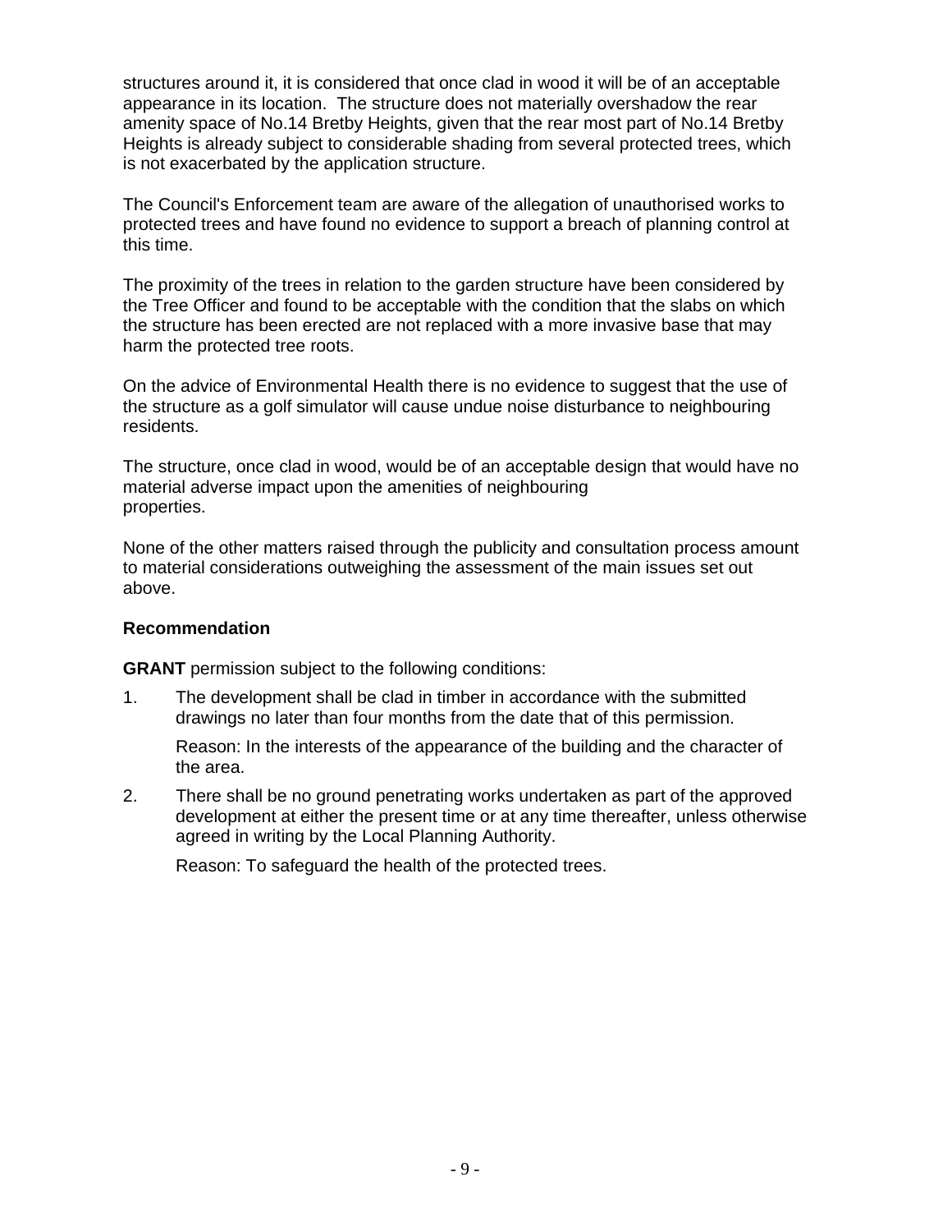structures around it, it is considered that once clad in wood it will be of an acceptable appearance in its location. The structure does not materially overshadow the rear amenity space of No.14 Bretby Heights, given that the rear most part of No.14 Bretby Heights is already subject to considerable shading from several protected trees, which is not exacerbated by the application structure.

The Council's Enforcement team are aware of the allegation of unauthorised works to protected trees and have found no evidence to support a breach of planning control at this time.

The proximity of the trees in relation to the garden structure have been considered by the Tree Officer and found to be acceptable with the condition that the slabs on which the structure has been erected are not replaced with a more invasive base that may harm the protected tree roots.

On the advice of Environmental Health there is no evidence to suggest that the use of the structure as a golf simulator will cause undue noise disturbance to neighbouring residents.

The structure, once clad in wood, would be of an acceptable design that would have no material adverse impact upon the amenities of neighbouring properties.

None of the other matters raised through the publicity and consultation process amount to material considerations outweighing the assessment of the main issues set out above.

**Recommendation**

**GRANT** permission subject to the following conditions:

1. The development shall be clad in timber in accordance with the submitted drawings no later than four months from the date that of this permission.

   Reason: In the interests of the appearance of the building and the character of the area.

2. There shall be no ground penetrating works undertaken as part of the approved development at either the present time or at any time thereafter, unless otherwise agreed in writing by the Local Planning Authority.

   Reason: To safeguard the health of the protected trees.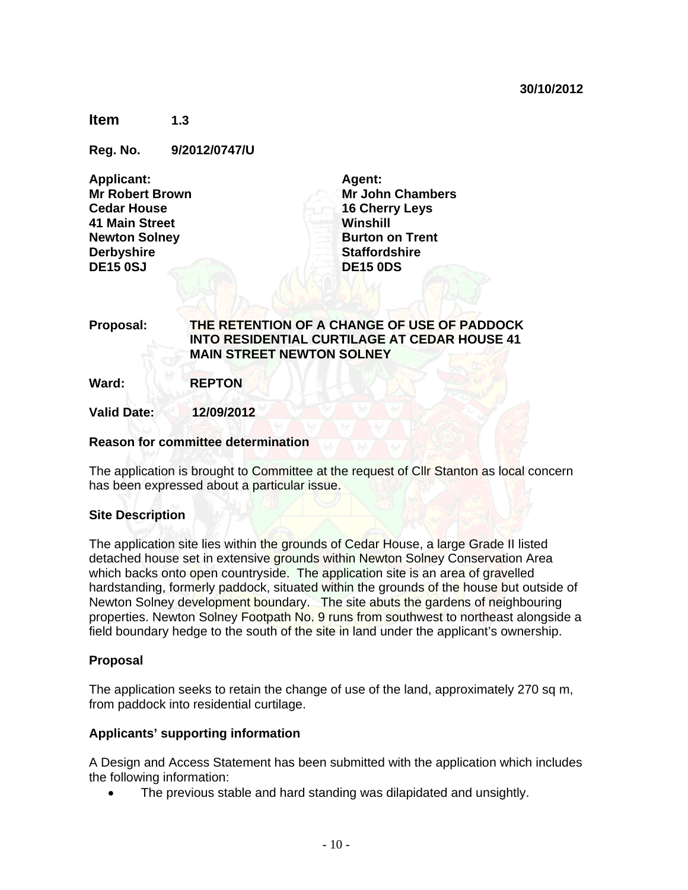**30/10/2012**

**Item 1.3**

**Reg. No. 9/2012/0747/U**

| **Applicant:** | **Agent:** |
|---|---|
| **Mr Robert Brown** | **Mr John Chambers** |
| **Cedar House** | **16 Cherry Leys** |
| **41 Main Street** | **Winshill** |
| **Newton Solney** | **Burton on Trent** |
| **Derbyshire** | **Staffordshire** |
| **DE15 0SJ** | **DE15 0DS** |

**Proposal:** **THE RETENTION OF A CHANGE OF USE OF PADDOCK INTO RESIDENTIAL CURTILAGE AT CEDAR HOUSE 41 MAIN STREET NEWTON SOLNEY**

**Ward:** **REPTON**

**Valid Date:** **12/09/2012**

**Reason for committee determination**

The application is brought to Committee at the request of Cllr Stanton as local concern has been expressed about a particular issue.

**Site Description**

The application site lies within the grounds of Cedar House, a large Grade II listed detached house set in extensive grounds within Newton Solney Conservation Area which backs onto open countryside. The application site is an area of gravelled hardstanding, formerly paddock, situated within the grounds of the house but outside of Newton Solney development boundary. The site abuts the gardens of neighbouring properties. Newton Solney Footpath No. 9 runs from southwest to northeast alongside a field boundary hedge to the south of the site in land under the applicant's ownership.

**Proposal**

The application seeks to retain the change of use of the land, approximately 270 sq m, from paddock into residential curtilage.

**Applicants' supporting information**

A Design and Access Statement has been submitted with the application which includes the following information:

- The previous stable and hard standing was dilapidated and unsightly.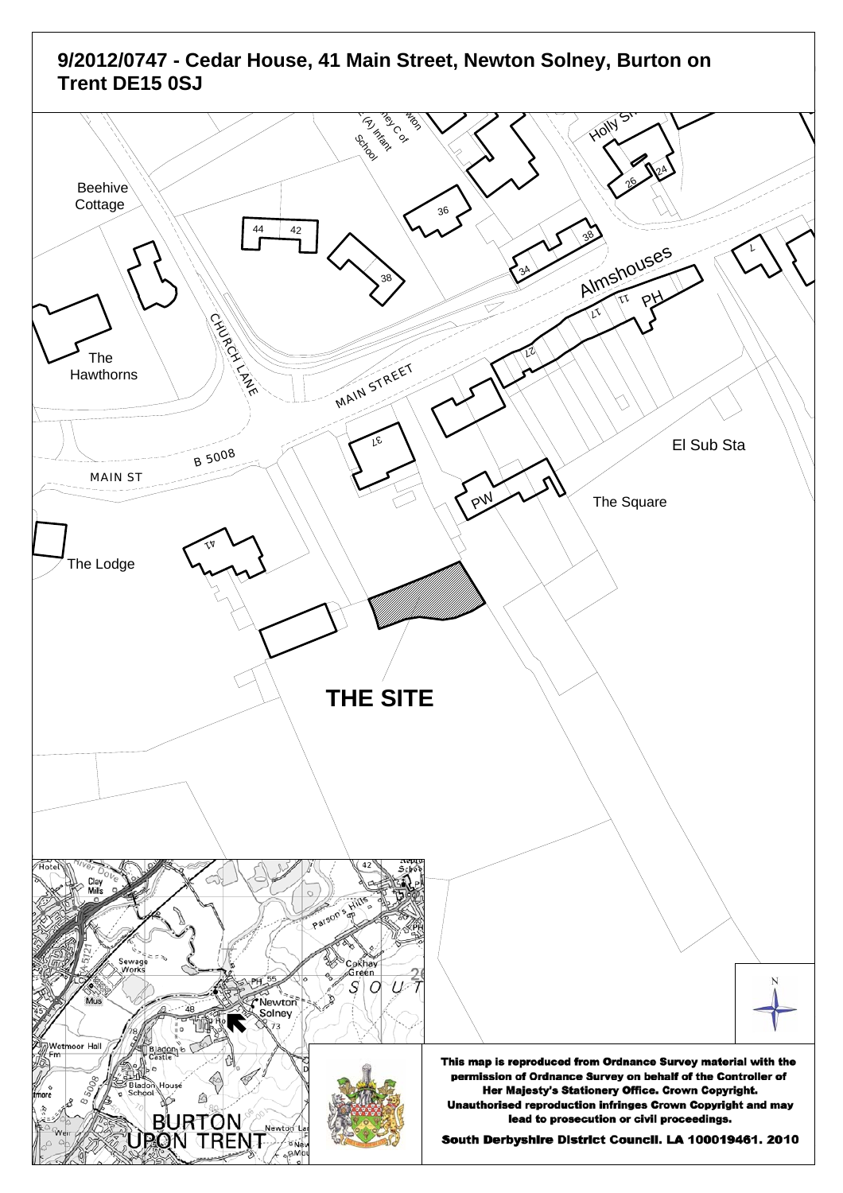# 9/2012/0747 - Cedar House, 41 Main Street, Newton Solney, Burton on Trent DE15 0SJ

THE SITE

**This map is reproduced from Ordnance Survey material with the permission of Ordnance Survey on behalf of the Controller of Her Majesty's Stationery Office. Crown Copyright. Unauthorised reproduction infringes Crown Copyright and may lead to prosecution or civil proceedings.**

**South Derbyshire District Council. LA 100019461. 2010**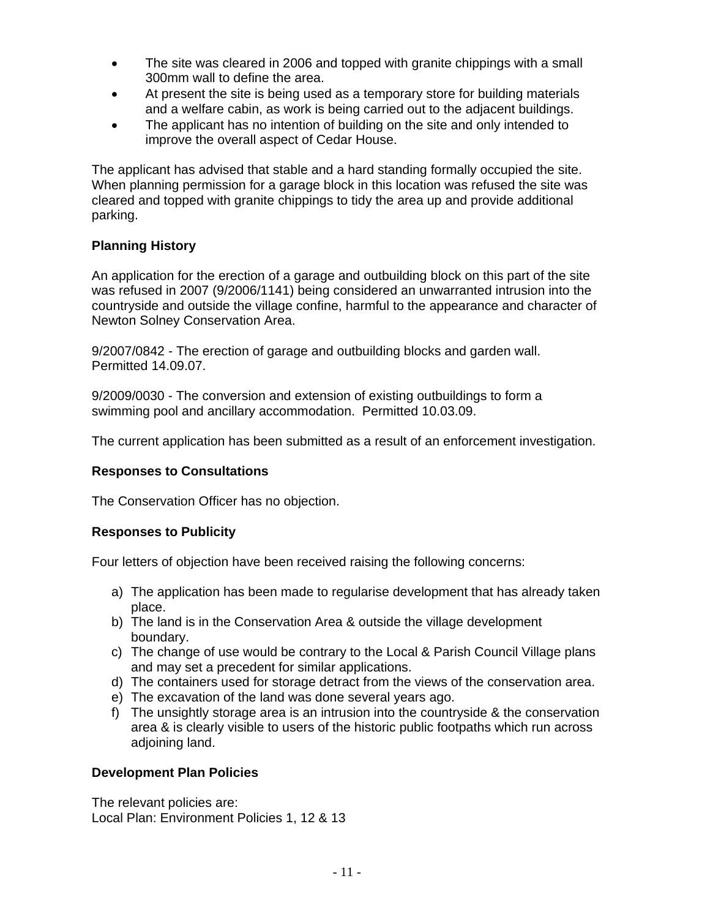- The site was cleared in 2006 and topped with granite chippings with a small 300mm wall to define the area.
- At present the site is being used as a temporary store for building materials and a welfare cabin, as work is being carried out to the adjacent buildings.
- The applicant has no intention of building on the site and only intended to improve the overall aspect of Cedar House.

The applicant has advised that stable and a hard standing formally occupied the site. When planning permission for a garage block in this location was refused the site was cleared and topped with granite chippings to tidy the area up and provide additional parking.

**Planning History**

An application for the erection of a garage and outbuilding block on this part of the site was refused in 2007 (9/2006/1141) being considered an unwarranted intrusion into the countryside and outside the village confine, harmful to the appearance and character of Newton Solney Conservation Area.

9/2007/0842 - The erection of garage and outbuilding blocks and garden wall. Permitted 14.09.07.

9/2009/0030 - The conversion and extension of existing outbuildings to form a swimming pool and ancillary accommodation. Permitted 10.03.09.

The current application has been submitted as a result of an enforcement investigation.

**Responses to Consultations**

The Conservation Officer has no objection.

**Responses to Publicity**

Four letters of objection have been received raising the following concerns:

a) The application has been made to regularise development that has already taken place.
b) The land is in the Conservation Area & outside the village development boundary.
c) The change of use would be contrary to the Local & Parish Council Village plans and may set a precedent for similar applications.
d) The containers used for storage detract from the views of the conservation area.
e) The excavation of the land was done several years ago.
f) The unsightly storage area is an intrusion into the countryside & the conservation area & is clearly visible to users of the historic public footpaths which run across adjoining land.

**Development Plan Policies**

The relevant policies are:
Local Plan: Environment Policies 1, 12 & 13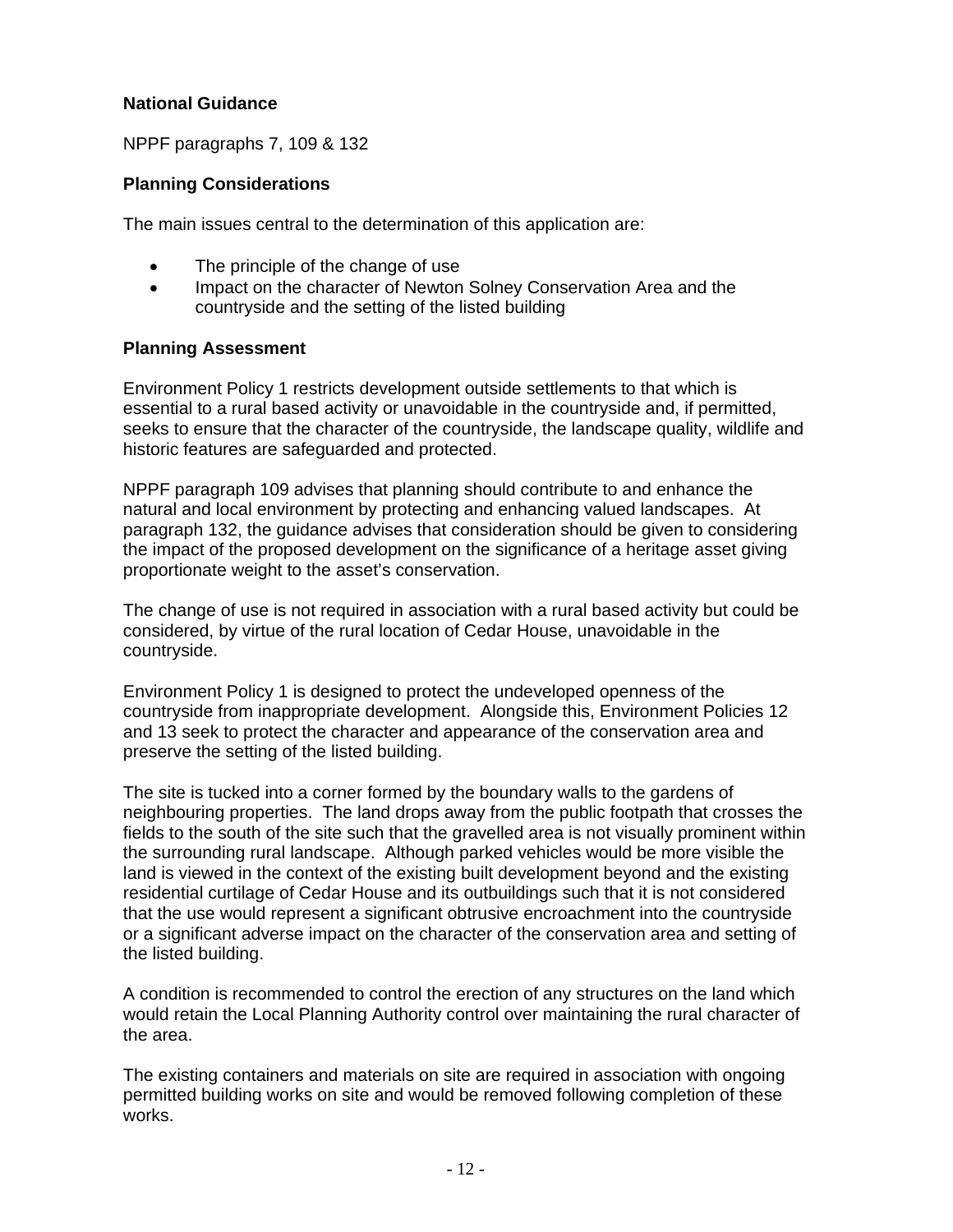**National Guidance**

NPPF paragraphs 7, 109 & 132

**Planning Considerations**

The main issues central to the determination of this application are:

- The principle of the change of use
- Impact on the character of Newton Solney Conservation Area and the countryside and the setting of the listed building

**Planning Assessment**

Environment Policy 1 restricts development outside settlements to that which is essential to a rural based activity or unavoidable in the countryside and, if permitted, seeks to ensure that the character of the countryside, the landscape quality, wildlife and historic features are safeguarded and protected.

NPPF paragraph 109 advises that planning should contribute to and enhance the natural and local environment by protecting and enhancing valued landscapes. At paragraph 132, the guidance advises that consideration should be given to considering the impact of the proposed development on the significance of a heritage asset giving proportionate weight to the asset's conservation.

The change of use is not required in association with a rural based activity but could be considered, by virtue of the rural location of Cedar House, unavoidable in the countryside.

Environment Policy 1 is designed to protect the undeveloped openness of the countryside from inappropriate development. Alongside this, Environment Policies 12 and 13 seek to protect the character and appearance of the conservation area and preserve the setting of the listed building.

The site is tucked into a corner formed by the boundary walls to the gardens of neighbouring properties. The land drops away from the public footpath that crosses the fields to the south of the site such that the gravelled area is not visually prominent within the surrounding rural landscape. Although parked vehicles would be more visible the land is viewed in the context of the existing built development beyond and the existing residential curtilage of Cedar House and its outbuildings such that it is not considered that the use would represent a significant obtrusive encroachment into the countryside or a significant adverse impact on the character of the conservation area and setting of the listed building.

A condition is recommended to control the erection of any structures on the land which would retain the Local Planning Authority control over maintaining the rural character of the area.

The existing containers and materials on site are required in association with ongoing permitted building works on site and would be removed following completion of these works.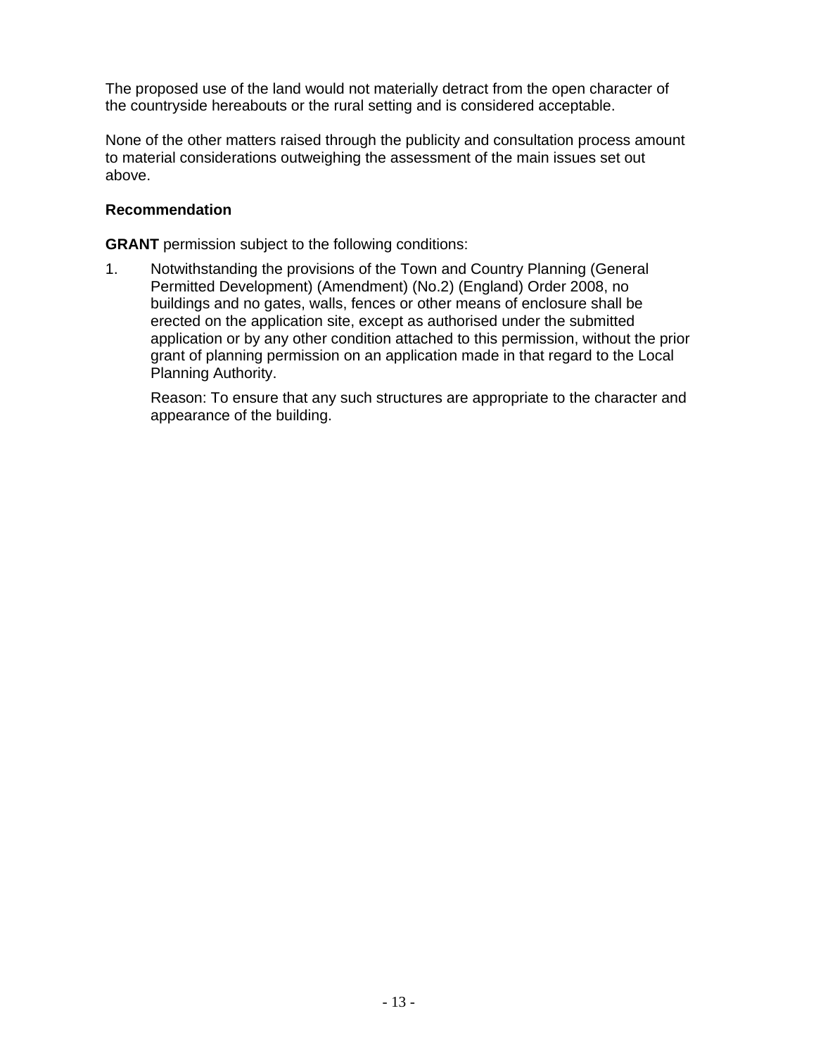The proposed use of the land would not materially detract from the open character of the countryside hereabouts or the rural setting and is considered acceptable.

None of the other matters raised through the publicity and consultation process amount to material considerations outweighing the assessment of the main issues set out above.

**Recommendation**

**GRANT** permission subject to the following conditions:

1. Notwithstanding the provisions of the Town and Country Planning (General Permitted Development) (Amendment) (No.2) (England) Order 2008, no buildings and no gates, walls, fences or other means of enclosure shall be erected on the application site, except as authorised under the submitted application or by any other condition attached to this permission, without the prior grant of planning permission on an application made in that regard to the Local Planning Authority.

   Reason: To ensure that any such structures are appropriate to the character and appearance of the building.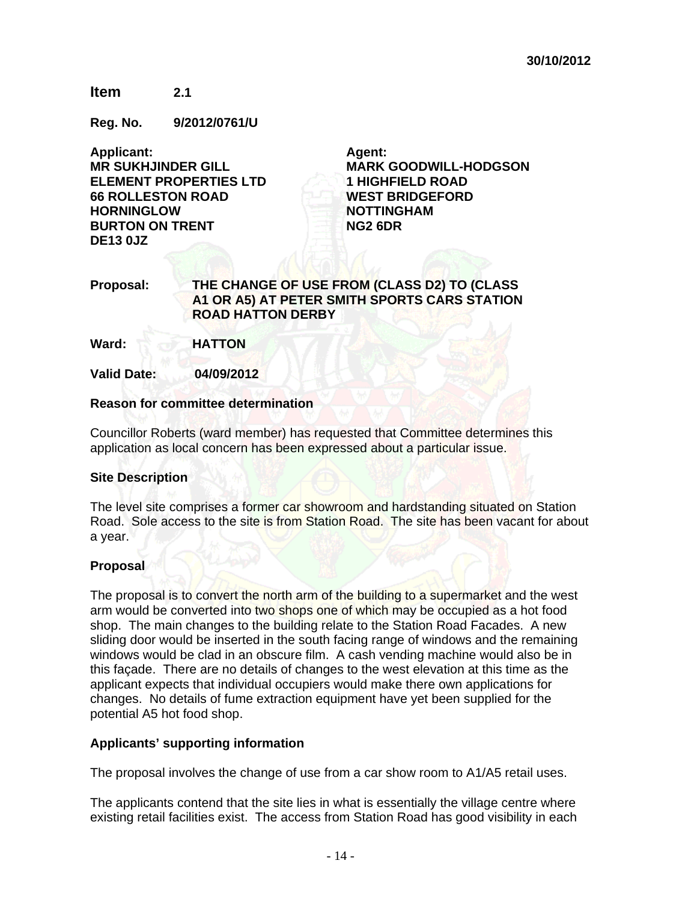30/10/2012

**Item** 2.1

**Reg. No.** 9/2012/0761/U

| **Applicant:** | **Agent:** |
|---|---|
| **MR SUKHJINDER GILL** | **MARK GOODWILL-HODGSON** |
| **ELEMENT PROPERTIES LTD** | **1 HIGHFIELD ROAD** |
| **66 ROLLESTON ROAD** | **WEST BRIDGEFORD** |
| **HORNINGLOW** | **NOTTINGHAM** |
| **BURTON ON TRENT** | **NG2 6DR** |
| **DE13 0JZ** | |

**Proposal:** **THE CHANGE OF USE FROM (CLASS D2) TO (CLASS A1 OR A5) AT PETER SMITH SPORTS CARS STATION ROAD HATTON DERBY**

**Ward:** **HATTON**

**Valid Date:** **04/09/2012**

**Reason for committee determination**

Councillor Roberts (ward member) has requested that Committee determines this application as local concern has been expressed about a particular issue.

**Site Description**

The level site comprises a former car showroom and hardstanding situated on Station Road. Sole access to the site is from Station Road. The site has been vacant for about a year.

**Proposal**

The proposal is to convert the north arm of the building to a supermarket and the west arm would be converted into two shops one of which may be occupied as a hot food shop. The main changes to the building relate to the Station Road Facades. A new sliding door would be inserted in the south facing range of windows and the remaining windows would be clad in an obscure film. A cash vending machine would also be in this façade. There are no details of changes to the west elevation at this time as the applicant expects that individual occupiers would make there own applications for changes. No details of fume extraction equipment have yet been supplied for the potential A5 hot food shop.

**Applicants' supporting information**

The proposal involves the change of use from a car show room to A1/A5 retail uses.

The applicants contend that the site lies in what is essentially the village centre where existing retail facilities exist. The access from Station Road has good visibility in each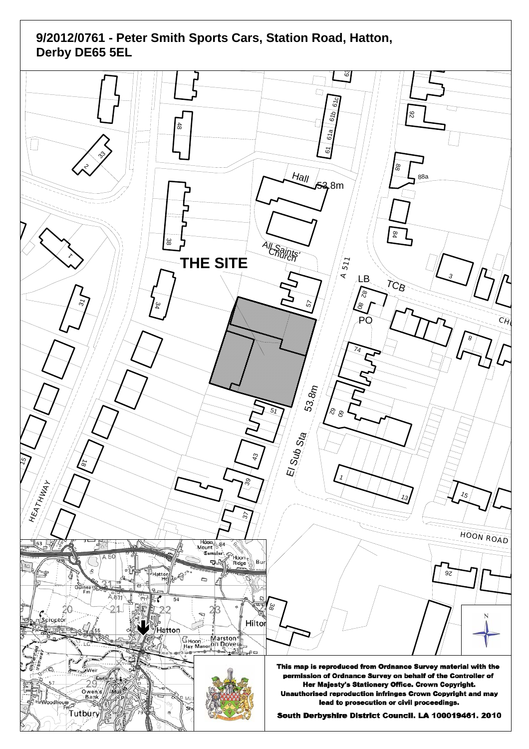# 9/2012/0761 - Peter Smith Sports Cars, Station Road, Hatton, Derby DE65 5EL

THE SITE

**This map is reproduced from Ordnance Survey material with the permission of Ordnance Survey on behalf of the Controller of Her Majesty's Stationery Office. Crown Copyright. Unauthorised reproduction infringes Crown Copyright and may lead to prosecution or civil proceedings.**

**South Derbyshire District Council. LA 100019461. 2010**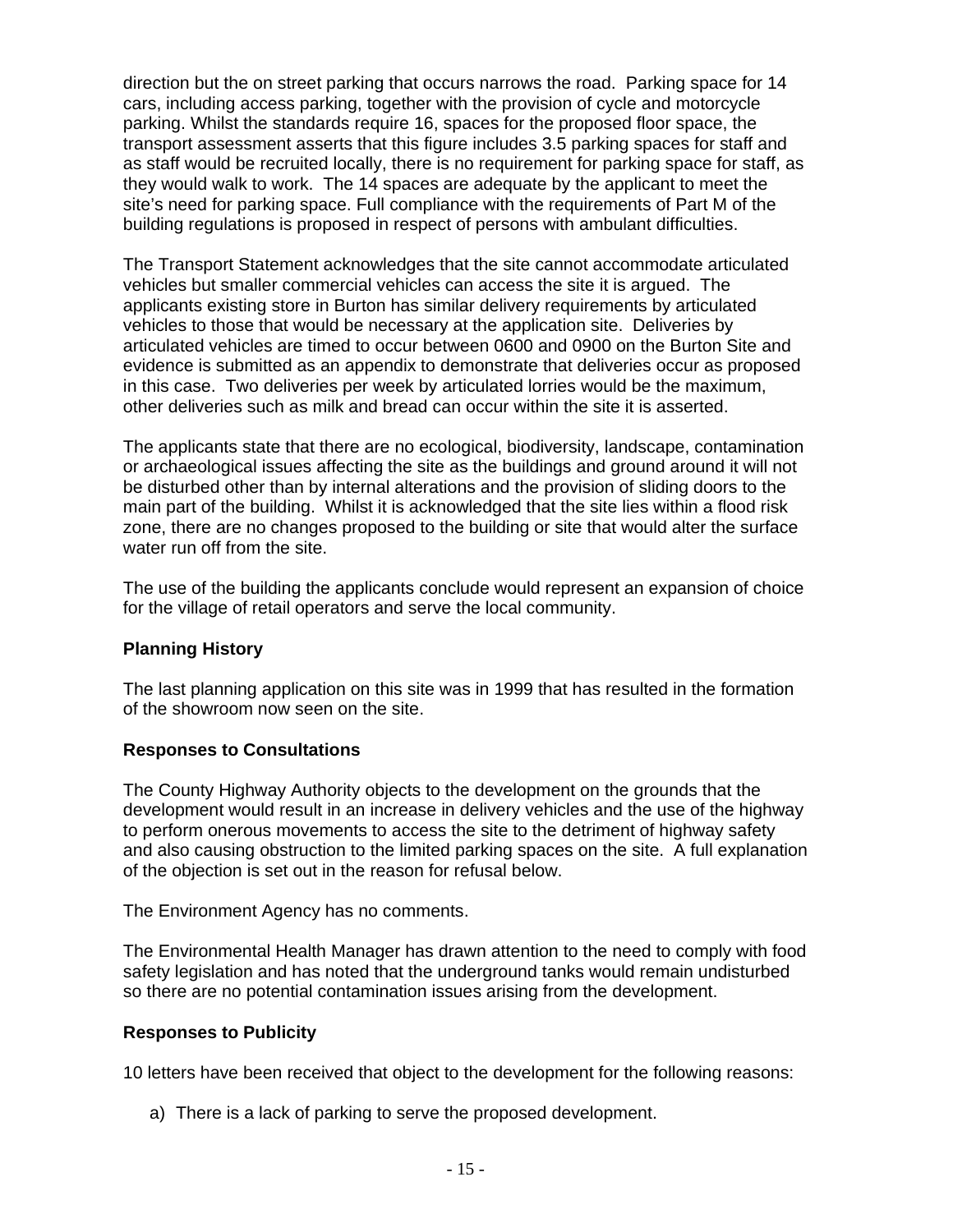direction but the on street parking that occurs narrows the road. Parking space for 14 cars, including access parking, together with the provision of cycle and motorcycle parking. Whilst the standards require 16, spaces for the proposed floor space, the transport assessment asserts that this figure includes 3.5 parking spaces for staff and as staff would be recruited locally, there is no requirement for parking space for staff, as they would walk to work. The 14 spaces are adequate by the applicant to meet the site's need for parking space. Full compliance with the requirements of Part M of the building regulations is proposed in respect of persons with ambulant difficulties.

The Transport Statement acknowledges that the site cannot accommodate articulated vehicles but smaller commercial vehicles can access the site it is argued. The applicants existing store in Burton has similar delivery requirements by articulated vehicles to those that would be necessary at the application site. Deliveries by articulated vehicles are timed to occur between 0600 and 0900 on the Burton Site and evidence is submitted as an appendix to demonstrate that deliveries occur as proposed in this case. Two deliveries per week by articulated lorries would be the maximum, other deliveries such as milk and bread can occur within the site it is asserted.

The applicants state that there are no ecological, biodiversity, landscape, contamination or archaeological issues affecting the site as the buildings and ground around it will not be disturbed other than by internal alterations and the provision of sliding doors to the main part of the building. Whilst it is acknowledged that the site lies within a flood risk zone, there are no changes proposed to the building or site that would alter the surface water run off from the site.

The use of the building the applicants conclude would represent an expansion of choice for the village of retail operators and serve the local community.

**Planning History**

The last planning application on this site was in 1999 that has resulted in the formation of the showroom now seen on the site.

**Responses to Consultations**

The County Highway Authority objects to the development on the grounds that the development would result in an increase in delivery vehicles and the use of the highway to perform onerous movements to access the site to the detriment of highway safety and also causing obstruction to the limited parking spaces on the site. A full explanation of the objection is set out in the reason for refusal below.

The Environment Agency has no comments.

The Environmental Health Manager has drawn attention to the need to comply with food safety legislation and has noted that the underground tanks would remain undisturbed so there are no potential contamination issues arising from the development.

**Responses to Publicity**

10 letters have been received that object to the development for the following reasons:

a) There is a lack of parking to serve the proposed development.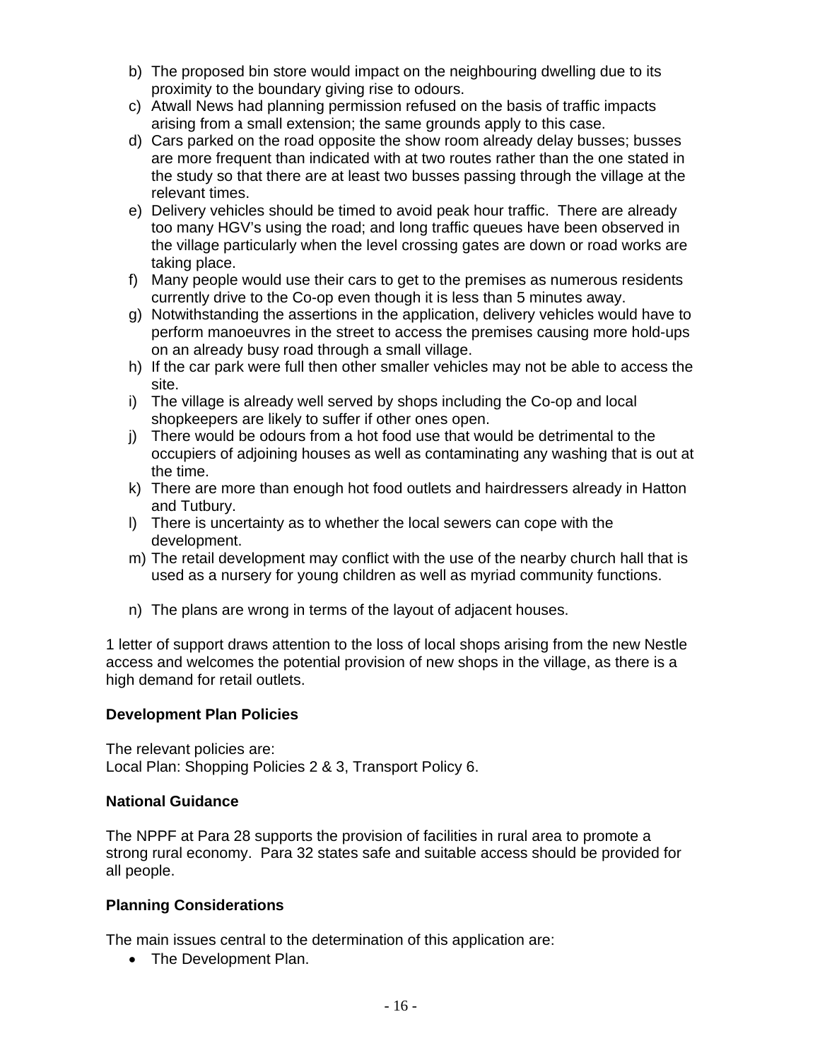b) The proposed bin store would impact on the neighbouring dwelling due to its proximity to the boundary giving rise to odours.
c) Atwall News had planning permission refused on the basis of traffic impacts arising from a small extension; the same grounds apply to this case.
d) Cars parked on the road opposite the show room already delay busses; busses are more frequent than indicated with at two routes rather than the one stated in the study so that there are at least two busses passing through the village at the relevant times.
e) Delivery vehicles should be timed to avoid peak hour traffic. There are already too many HGV's using the road; and long traffic queues have been observed in the village particularly when the level crossing gates are down or road works are taking place.
f) Many people would use their cars to get to the premises as numerous residents currently drive to the Co-op even though it is less than 5 minutes away.
g) Notwithstanding the assertions in the application, delivery vehicles would have to perform manoeuvres in the street to access the premises causing more hold-ups on an already busy road through a small village.
h) If the car park were full then other smaller vehicles may not be able to access the site.
i) The village is already well served by shops including the Co-op and local shopkeepers are likely to suffer if other ones open.
j) There would be odours from a hot food use that would be detrimental to the occupiers of adjoining houses as well as contaminating any washing that is out at the time.
k) There are more than enough hot food outlets and hairdressers already in Hatton and Tutbury.
l) There is uncertainty as to whether the local sewers can cope with the development.
m) The retail development may conflict with the use of the nearby church hall that is used as a nursery for young children as well as myriad community functions.
n) The plans are wrong in terms of the layout of adjacent houses.

1 letter of support draws attention to the loss of local shops arising from the new Nestle access and welcomes the potential provision of new shops in the village, as there is a high demand for retail outlets.

**Development Plan Policies**

The relevant policies are:
Local Plan: Shopping Policies 2 & 3, Transport Policy 6.

**National Guidance**

The NPPF at Para 28 supports the provision of facilities in rural area to promote a strong rural economy. Para 32 states safe and suitable access should be provided for all people.

**Planning Considerations**

The main issues central to the determination of this application are:

- The Development Plan.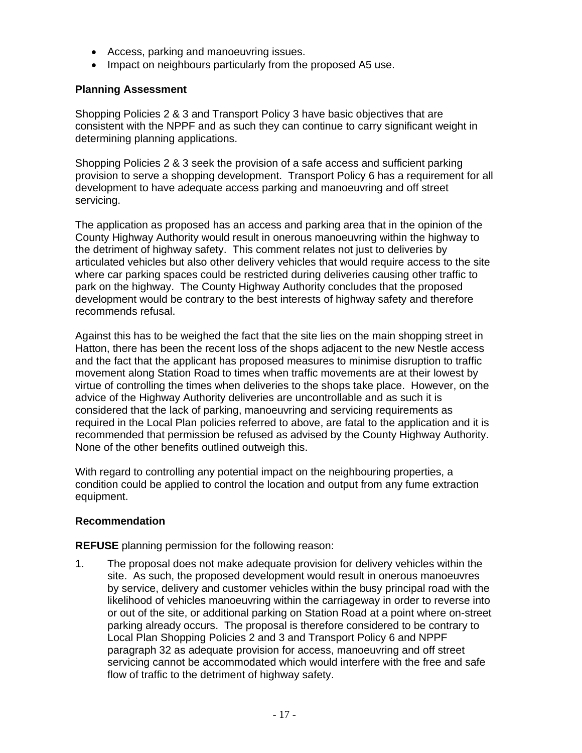- Access, parking and manoeuvring issues.
- Impact on neighbours particularly from the proposed A5 use.

**Planning Assessment**

Shopping Policies 2 & 3 and Transport Policy 3 have basic objectives that are consistent with the NPPF and as such they can continue to carry significant weight in determining planning applications.

Shopping Policies 2 & 3 seek the provision of a safe access and sufficient parking provision to serve a shopping development. Transport Policy 6 has a requirement for all development to have adequate access parking and manoeuvring and off street servicing.

The application as proposed has an access and parking area that in the opinion of the County Highway Authority would result in onerous manoeuvring within the highway to the detriment of highway safety. This comment relates not just to deliveries by articulated vehicles but also other delivery vehicles that would require access to the site where car parking spaces could be restricted during deliveries causing other traffic to park on the highway. The County Highway Authority concludes that the proposed development would be contrary to the best interests of highway safety and therefore recommends refusal.

Against this has to be weighed the fact that the site lies on the main shopping street in Hatton, there has been the recent loss of the shops adjacent to the new Nestle access and the fact that the applicant has proposed measures to minimise disruption to traffic movement along Station Road to times when traffic movements are at their lowest by virtue of controlling the times when deliveries to the shops take place. However, on the advice of the Highway Authority deliveries are uncontrollable and as such it is considered that the lack of parking, manoeuvring and servicing requirements as required in the Local Plan policies referred to above, are fatal to the application and it is recommended that permission be refused as advised by the County Highway Authority. None of the other benefits outlined outweigh this.

With regard to controlling any potential impact on the neighbouring properties, a condition could be applied to control the location and output from any fume extraction equipment.

**Recommendation**

**REFUSE** planning permission for the following reason:

1. The proposal does not make adequate provision for delivery vehicles within the site. As such, the proposed development would result in onerous manoeuvres by service, delivery and customer vehicles within the busy principal road with the likelihood of vehicles manoeuvring within the carriageway in order to reverse into or out of the site, or additional parking on Station Road at a point where on-street parking already occurs. The proposal is therefore considered to be contrary to Local Plan Shopping Policies 2 and 3 and Transport Policy 6 and NPPF paragraph 32 as adequate provision for access, manoeuvring and off street servicing cannot be accommodated which would interfere with the free and safe flow of traffic to the detriment of highway safety.